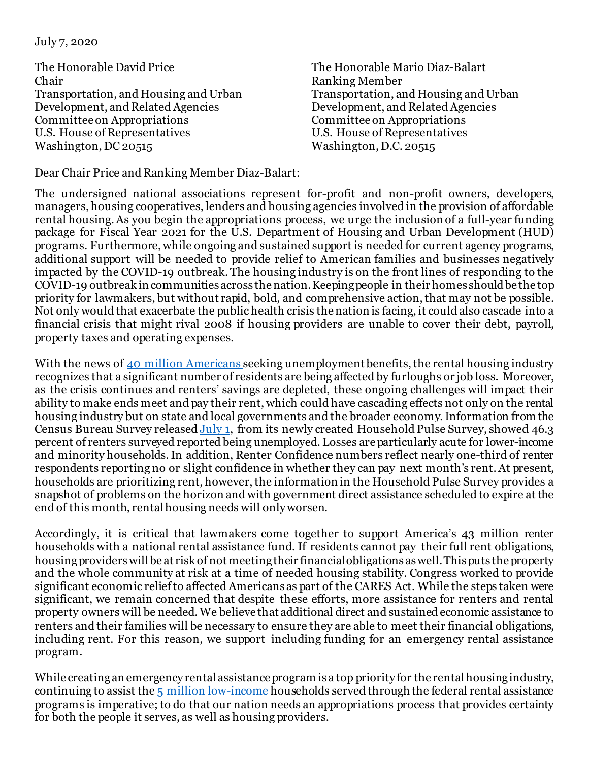July 7, 2020

The Honorable David Price
Chair
Transportation, and Housing and Urban Development, and Related Agencies
Committee on Appropriations
U.S. House of Representatives
Washington, DC 20515

The Honorable Mario Diaz-Balart
Ranking Member
Transportation, and Housing and Urban Development, and Related Agencies
Committee on Appropriations
U.S. House of Representatives
Washington, D.C. 20515

Dear Chair Price and Ranking Member Diaz-Balart:

The undersigned national associations represent for-profit and non-profit owners, developers, managers, housing cooperatives, lenders and housing agencies involved in the provision of affordable rental housing. As you begin the appropriations process, we urge the inclusion of a full-year funding package for Fiscal Year 2021 for the U.S. Department of Housing and Urban Development (HUD) programs. Furthermore, while ongoing and sustained support is needed for current agency programs, additional support will be needed to provide relief to American families and businesses negatively impacted by the COVID-19 outbreak. The housing industry is on the front lines of responding to the COVID-19 outbreak in communities across the nation. Keeping people in their homes should be the top priority for lawmakers, but without rapid, bold, and comprehensive action, that may not be possible. Not only would that exacerbate the public health crisis the nation is facing, it could also cascade into a financial crisis that might rival 2008 if housing providers are unable to cover their debt, payroll, property taxes and operating expenses.

With the news of [40 million Americans](#) seeking unemployment benefits, the rental housing industry recognizes that a significant number of residents are being affected by furloughs or job loss. Moreover, as the crisis continues and renters' savings are depleted, these ongoing challenges will impact their ability to make ends meet and pay their rent, which could have cascading effects not only on the rental housing industry but on state and local governments and the broader economy. Information from the Census Bureau Survey released [July 1](#), from its newly created Household Pulse Survey, showed 46.3 percent of renters surveyed reported being unemployed. Losses are particularly acute for lower-income and minority households. In addition, Renter Confidence numbers reflect nearly one-third of renter respondents reporting no or slight confidence in whether they can pay next month's rent. At present, households are prioritizing rent, however, the information in the Household Pulse Survey provides a snapshot of problems on the horizon and with government direct assistance scheduled to expire at the end of this month, rental housing needs will only worsen.

Accordingly, it is critical that lawmakers come together to support America's 43 million renter households with a national rental assistance fund. If residents cannot pay their full rent obligations, housing providers will be at risk of not meeting their financial obligations as well. This puts the property and the whole community at risk at a time of needed housing stability. Congress worked to provide significant economic relief to affected Americans as part of the CARES Act. While the steps taken were significant, we remain concerned that despite these efforts, more assistance for renters and rental property owners will be needed. We believe that additional direct and sustained economic assistance to renters and their families will be necessary to ensure they are able to meet their financial obligations, including rent. For this reason, we support including funding for an emergency rental assistance program.

While creating an emergency rental assistance program is a top priority for the rental housing industry, continuing to assist the [5 million low-income](#) households served through the federal rental assistance programs is imperative; to do that our nation needs an appropriations process that provides certainty for both the people it serves, as well as housing providers.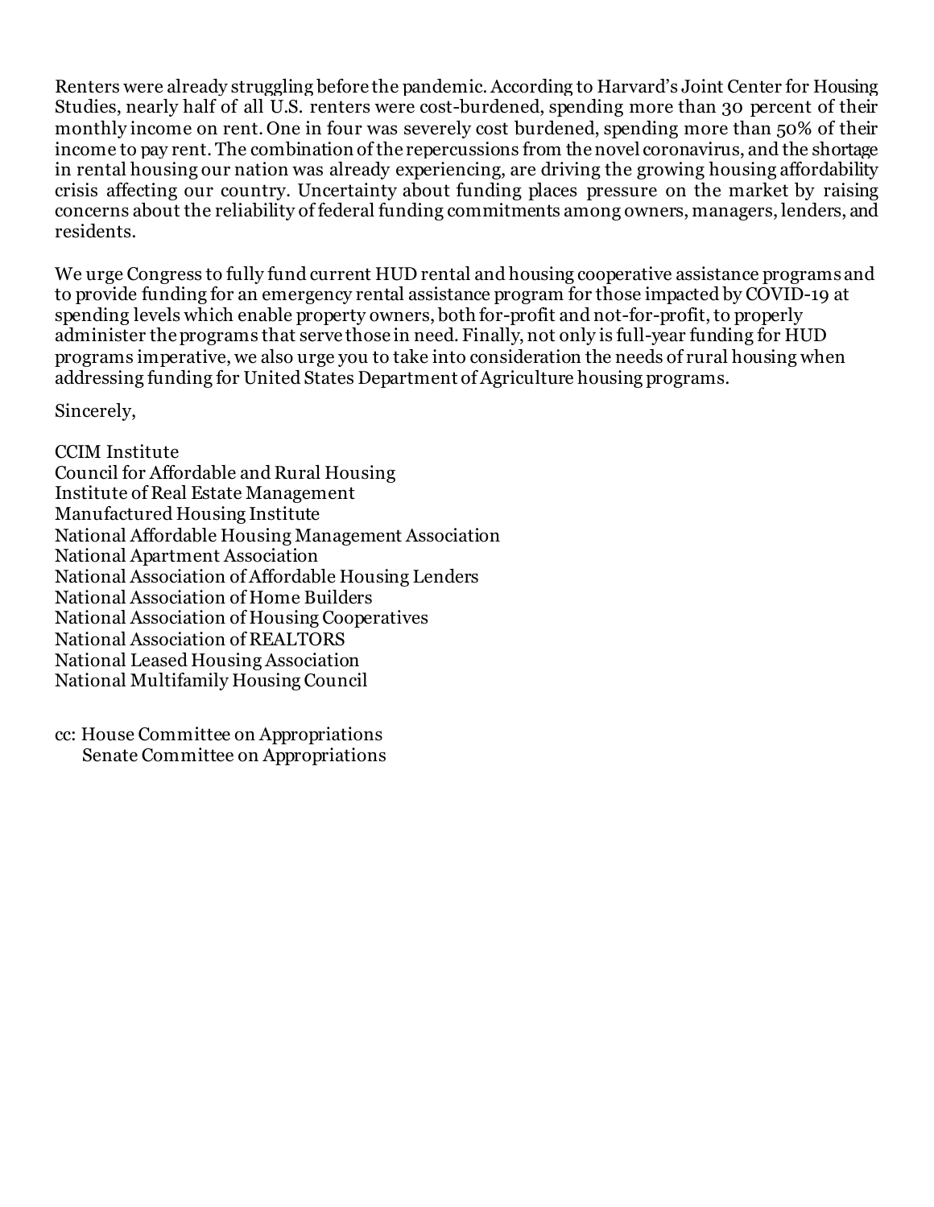Renters were already struggling before the pandemic. According to Harvard's Joint Center for Housing Studies, nearly half of all U.S. renters were cost-burdened, spending more than 30 percent of their monthly income on rent. One in four was severely cost burdened, spending more than 50% of their income to pay rent. The combination of the repercussions from the novel coronavirus, and the shortage in rental housing our nation was already experiencing, are driving the growing housing affordability crisis affecting our country. Uncertainty about funding places pressure on the market by raising concerns about the reliability of federal funding commitments among owners, managers, lenders, and residents.

We urge Congress to fully fund current HUD rental and housing cooperative assistance programs and to provide funding for an emergency rental assistance program for those impacted by COVID-19 at spending levels which enable property owners, both for-profit and not-for-profit, to properly administer the programs that serve those in need. Finally, not only is full-year funding for HUD programs imperative, we also urge you to take into consideration the needs of rural housing when addressing funding for United States Department of Agriculture housing programs.

Sincerely,

CCIM Institute
Council for Affordable and Rural Housing
Institute of Real Estate Management
Manufactured Housing Institute
National Affordable Housing Management Association
National Apartment Association
National Association of Affordable Housing Lenders
National Association of Home Builders
National Association of Housing Cooperatives
National Association of REALTORS
National Leased Housing Association
National Multifamily Housing Council

cc: House Committee on Appropriations
Senate Committee on Appropriations